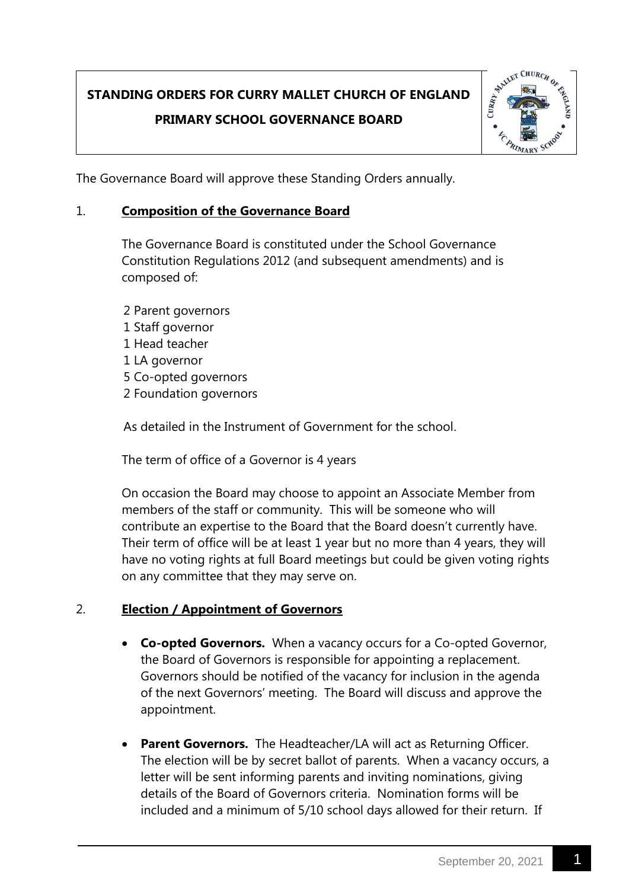# STANDING ORDERS FOR CURRY MALLET CHURCH OF ENGLAND PRIMARY SCHOOL GOVERNANCE BOARD

The Governance Board will approve these Standing Orders annually.

## 1. Composition of the Governance Board

The Governance Board is constituted under the School Governance Constitution Regulations 2012 (and subsequent amendments) and is composed of:

2 Parent governors
1 Staff governor
1 Head teacher
1 LA governor
5 Co-opted governors
2 Foundation governors

As detailed in the Instrument of Government for the school.

The term of office of a Governor is 4 years

On occasion the Board may choose to appoint an Associate Member from members of the staff or community. This will be someone who will contribute an expertise to the Board that the Board doesn't currently have. Their term of office will be at least 1 year but no more than 4 years, they will have no voting rights at full Board meetings but could be given voting rights on any committee that they may serve on.

## 2. Election / Appointment of Governors

- **Co-opted Governors.** When a vacancy occurs for a Co-opted Governor, the Board of Governors is responsible for appointing a replacement. Governors should be notified of the vacancy for inclusion in the agenda of the next Governors' meeting. The Board will discuss and approve the appointment.

- **Parent Governors.** The Headteacher/LA will act as Returning Officer. The election will be by secret ballot of parents. When a vacancy occurs, a letter will be sent informing parents and inviting nominations, giving details of the Board of Governors criteria. Nomination forms will be included and a minimum of 5/10 school days allowed for their return. If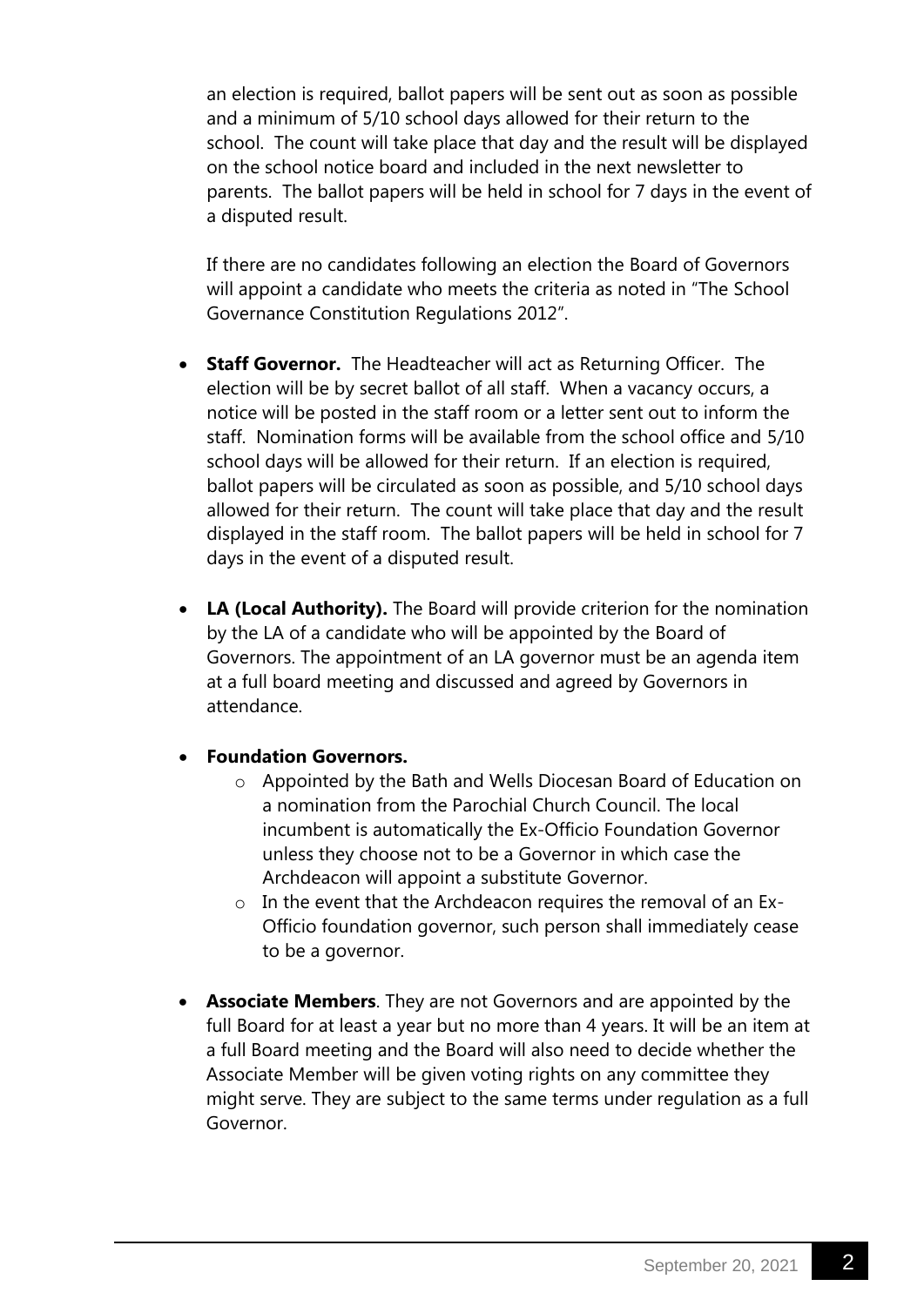an election is required, ballot papers will be sent out as soon as possible and a minimum of 5/10 school days allowed for their return to the school. The count will take place that day and the result will be displayed on the school notice board and included in the next newsletter to parents. The ballot papers will be held in school for 7 days in the event of a disputed result.

If there are no candidates following an election the Board of Governors will appoint a candidate who meets the criteria as noted in "The School Governance Constitution Regulations 2012".

- **Staff Governor.** The Headteacher will act as Returning Officer. The election will be by secret ballot of all staff. When a vacancy occurs, a notice will be posted in the staff room or a letter sent out to inform the staff. Nomination forms will be available from the school office and 5/10 school days will be allowed for their return. If an election is required, ballot papers will be circulated as soon as possible, and 5/10 school days allowed for their return. The count will take place that day and the result displayed in the staff room. The ballot papers will be held in school for 7 days in the event of a disputed result.

- **LA (Local Authority).** The Board will provide criterion for the nomination by the LA of a candidate who will be appointed by the Board of Governors. The appointment of an LA governor must be an agenda item at a full board meeting and discussed and agreed by Governors in attendance.

- **Foundation Governors.**
  - Appointed by the Bath and Wells Diocesan Board of Education on a nomination from the Parochial Church Council. The local incumbent is automatically the Ex-Officio Foundation Governor unless they choose not to be a Governor in which case the Archdeacon will appoint a substitute Governor.
  - In the event that the Archdeacon requires the removal of an Ex-Officio foundation governor, such person shall immediately cease to be a governor.

- **Associate Members**. They are not Governors and are appointed by the full Board for at least a year but no more than 4 years. It will be an item at a full Board meeting and the Board will also need to decide whether the Associate Member will be given voting rights on any committee they might serve. They are subject to the same terms under regulation as a full Governor.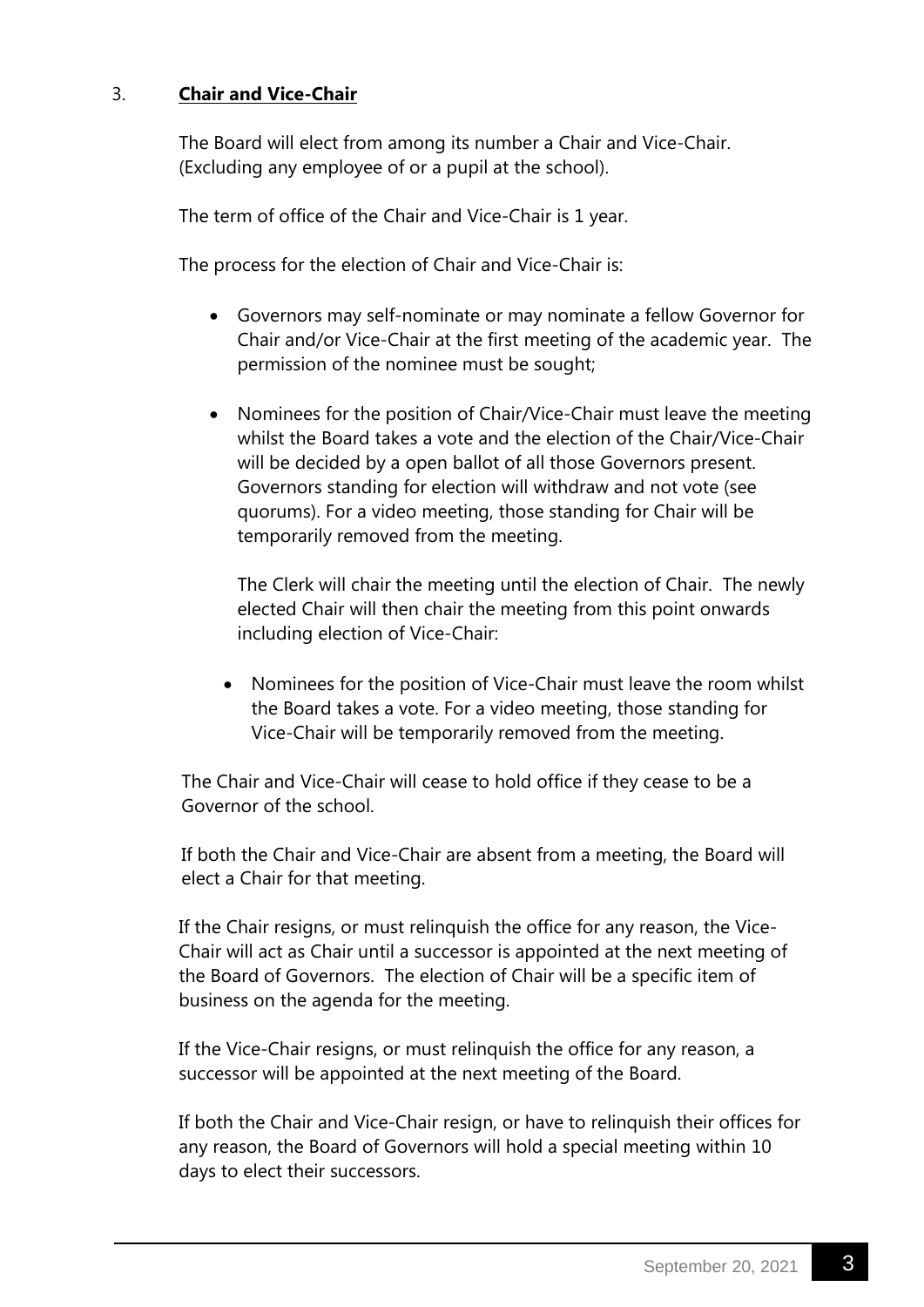## 3. **Chair and Vice-Chair**

The Board will elect from among its number a Chair and Vice-Chair. (Excluding any employee of or a pupil at the school).

The term of office of the Chair and Vice-Chair is 1 year.

The process for the election of Chair and Vice-Chair is:

- Governors may self-nominate or may nominate a fellow Governor for Chair and/or Vice-Chair at the first meeting of the academic year. The permission of the nominee must be sought;

- Nominees for the position of Chair/Vice-Chair must leave the meeting whilst the Board takes a vote and the election of the Chair/Vice-Chair will be decided by a open ballot of all those Governors present. Governors standing for election will withdraw and not vote (see quorums). For a video meeting, those standing for Chair will be temporarily removed from the meeting.

  The Clerk will chair the meeting until the election of Chair. The newly elected Chair will then chair the meeting from this point onwards including election of Vice-Chair:

  - Nominees for the position of Vice-Chair must leave the room whilst the Board takes a vote. For a video meeting, those standing for Vice-Chair will be temporarily removed from the meeting.

The Chair and Vice-Chair will cease to hold office if they cease to be a Governor of the school.

If both the Chair and Vice-Chair are absent from a meeting, the Board will elect a Chair for that meeting.

If the Chair resigns, or must relinquish the office for any reason, the Vice-Chair will act as Chair until a successor is appointed at the next meeting of the Board of Governors. The election of Chair will be a specific item of business on the agenda for the meeting.

If the Vice-Chair resigns, or must relinquish the office for any reason, a successor will be appointed at the next meeting of the Board.

If both the Chair and Vice-Chair resign, or have to relinquish their offices for any reason, the Board of Governors will hold a special meeting within 10 days to elect their successors.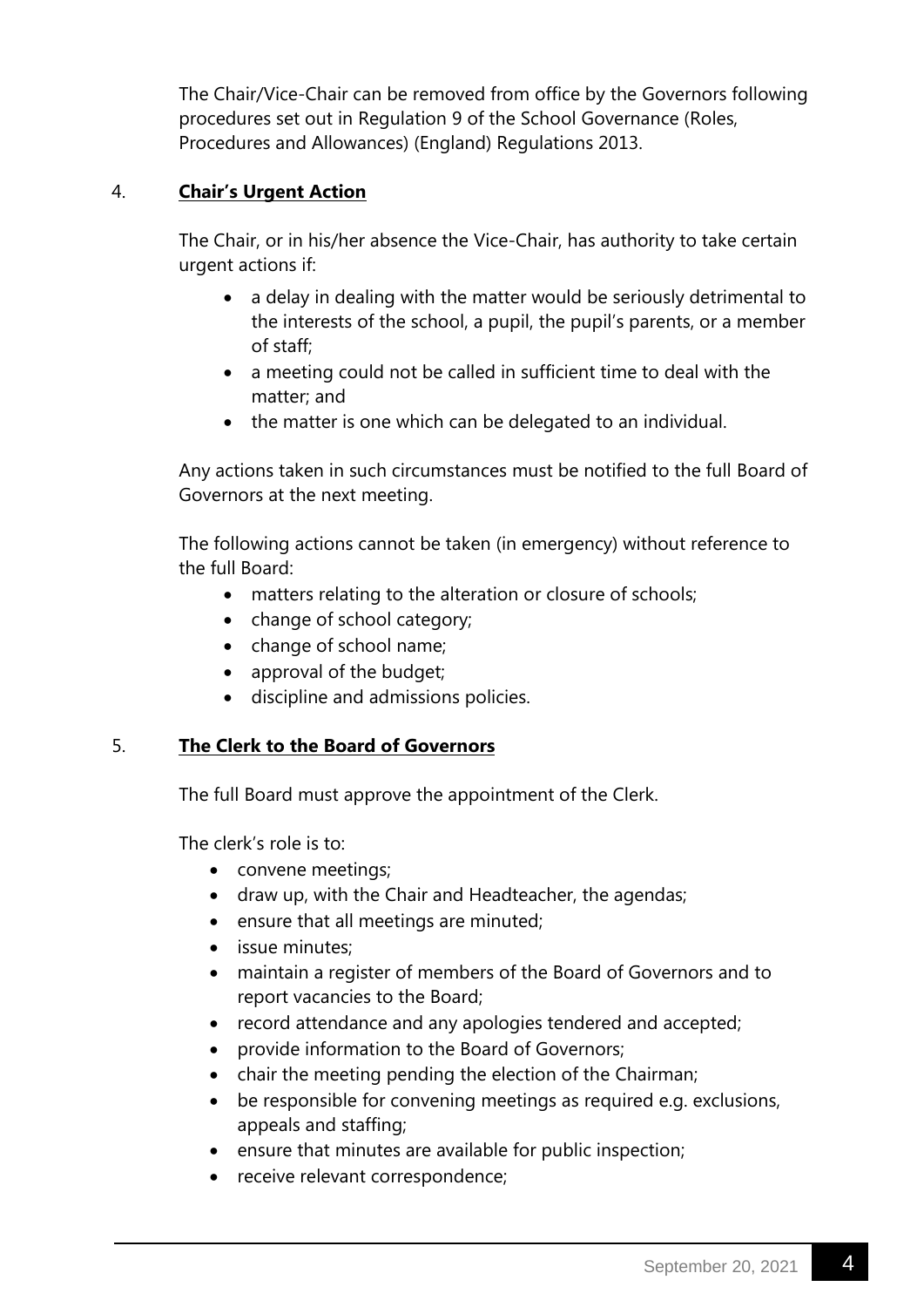The Chair/Vice-Chair can be removed from office by the Governors following procedures set out in Regulation 9 of the School Governance (Roles, Procedures and Allowances) (England) Regulations 2013.

## 4. **Chair's Urgent Action**

The Chair, or in his/her absence the Vice-Chair, has authority to take certain urgent actions if:

- a delay in dealing with the matter would be seriously detrimental to the interests of the school, a pupil, the pupil's parents, or a member of staff;
- a meeting could not be called in sufficient time to deal with the matter; and
- the matter is one which can be delegated to an individual.

Any actions taken in such circumstances must be notified to the full Board of Governors at the next meeting.

The following actions cannot be taken (in emergency) without reference to the full Board:

- matters relating to the alteration or closure of schools;
- change of school category;
- change of school name;
- approval of the budget;
- discipline and admissions policies.

## 5. **The Clerk to the Board of Governors**

The full Board must approve the appointment of the Clerk.

The clerk's role is to:

- convene meetings;
- draw up, with the Chair and Headteacher, the agendas;
- ensure that all meetings are minuted;
- issue minutes;
- maintain a register of members of the Board of Governors and to report vacancies to the Board;
- record attendance and any apologies tendered and accepted;
- provide information to the Board of Governors;
- chair the meeting pending the election of the Chairman;
- be responsible for convening meetings as required e.g. exclusions, appeals and staffing;
- ensure that minutes are available for public inspection;
- receive relevant correspondence;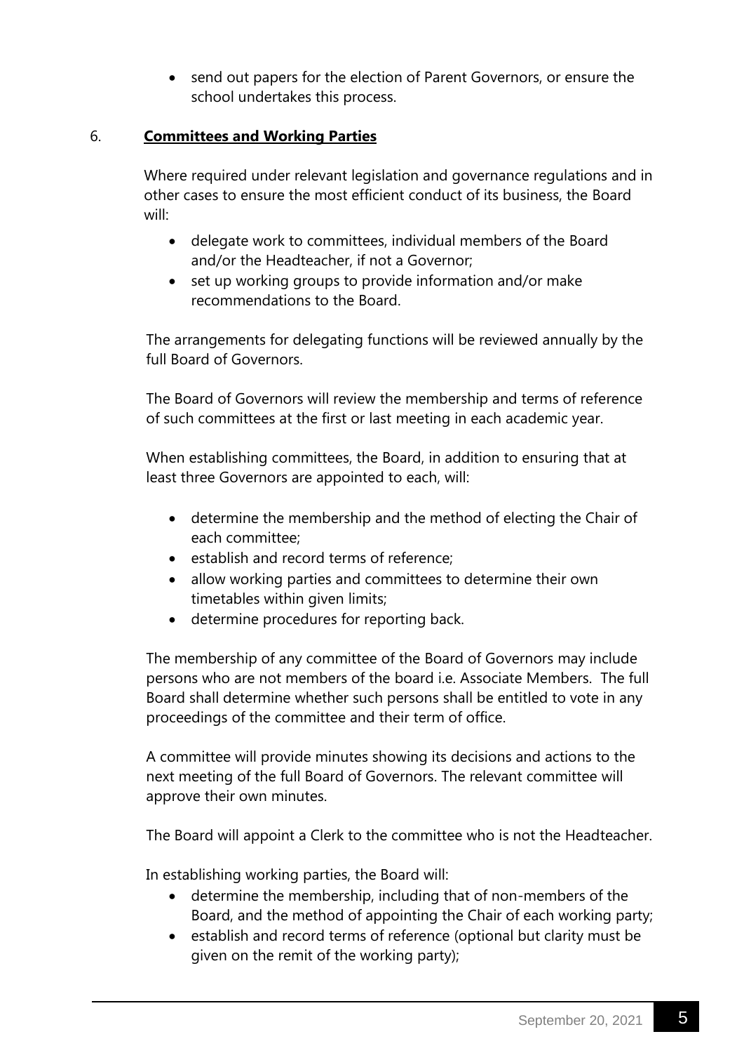- send out papers for the election of Parent Governors, or ensure the school undertakes this process.

## 6. **Committees and Working Parties**

Where required under relevant legislation and governance regulations and in other cases to ensure the most efficient conduct of its business, the Board will:

- delegate work to committees, individual members of the Board and/or the Headteacher, if not a Governor;
- set up working groups to provide information and/or make recommendations to the Board.

The arrangements for delegating functions will be reviewed annually by the full Board of Governors.

The Board of Governors will review the membership and terms of reference of such committees at the first or last meeting in each academic year.

When establishing committees, the Board, in addition to ensuring that at least three Governors are appointed to each, will:

- determine the membership and the method of electing the Chair of each committee;
- establish and record terms of reference;
- allow working parties and committees to determine their own timetables within given limits;
- determine procedures for reporting back.

The membership of any committee of the Board of Governors may include persons who are not members of the board i.e. Associate Members. The full Board shall determine whether such persons shall be entitled to vote in any proceedings of the committee and their term of office.

A committee will provide minutes showing its decisions and actions to the next meeting of the full Board of Governors. The relevant committee will approve their own minutes.

The Board will appoint a Clerk to the committee who is not the Headteacher.

In establishing working parties, the Board will:

- determine the membership, including that of non-members of the Board, and the method of appointing the Chair of each working party;
- establish and record terms of reference (optional but clarity must be given on the remit of the working party);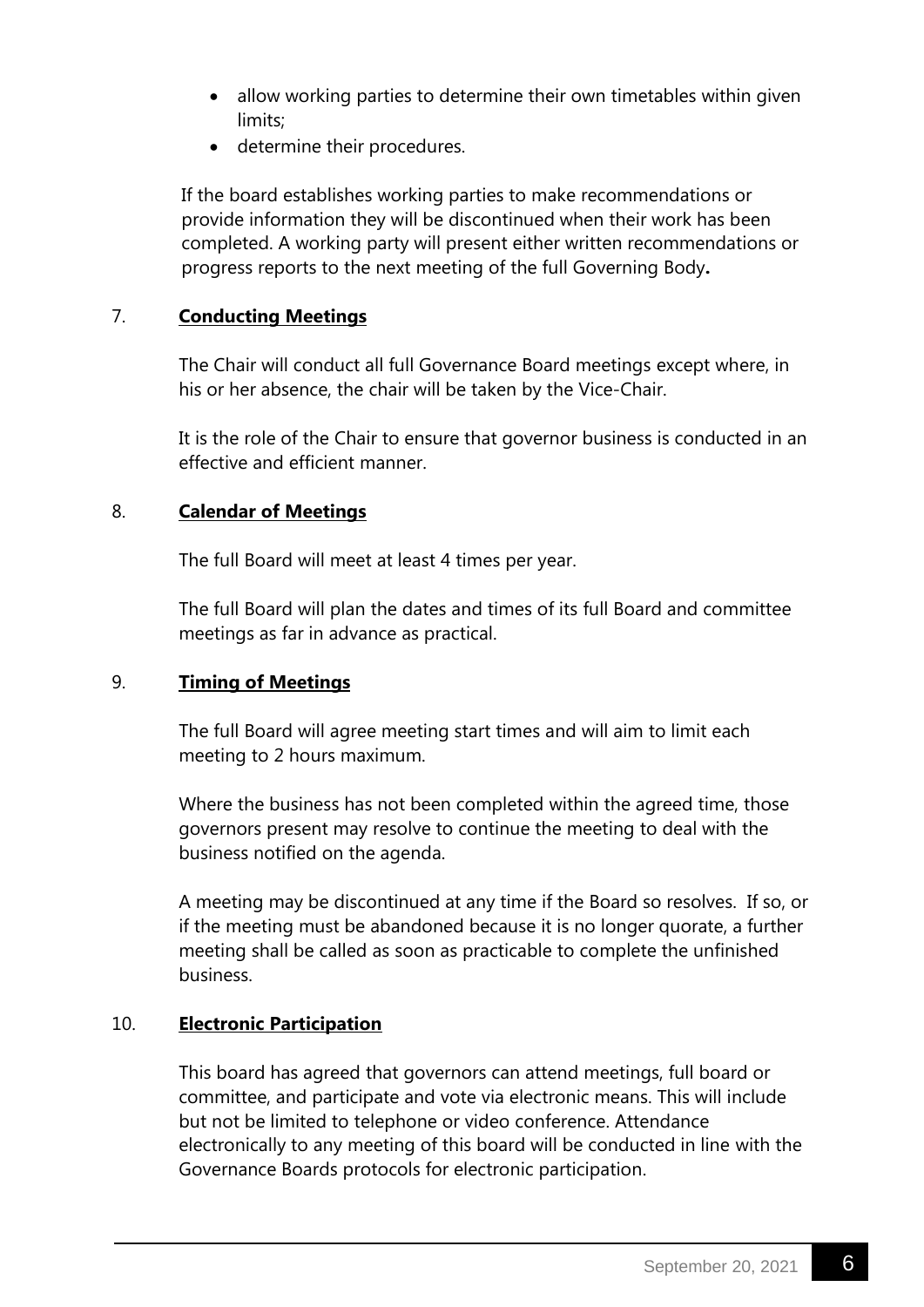- allow working parties to determine their own timetables within given limits;
- determine their procedures.

If the board establishes working parties to make recommendations or provide information they will be discontinued when their work has been completed. A working party will present either written recommendations or progress reports to the next meeting of the full Governing Body**.**

## 7. **Conducting Meetings**

The Chair will conduct all full Governance Board meetings except where, in his or her absence, the chair will be taken by the Vice-Chair.

It is the role of the Chair to ensure that governor business is conducted in an effective and efficient manner.

## 8. **Calendar of Meetings**

The full Board will meet at least 4 times per year.

The full Board will plan the dates and times of its full Board and committee meetings as far in advance as practical.

## 9. **Timing of Meetings**

The full Board will agree meeting start times and will aim to limit each meeting to 2 hours maximum.

Where the business has not been completed within the agreed time, those governors present may resolve to continue the meeting to deal with the business notified on the agenda.

A meeting may be discontinued at any time if the Board so resolves. If so, or if the meeting must be abandoned because it is no longer quorate, a further meeting shall be called as soon as practicable to complete the unfinished business.

## 10. **Electronic Participation**

This board has agreed that governors can attend meetings, full board or committee, and participate and vote via electronic means. This will include but not be limited to telephone or video conference. Attendance electronically to any meeting of this board will be conducted in line with the Governance Boards protocols for electronic participation.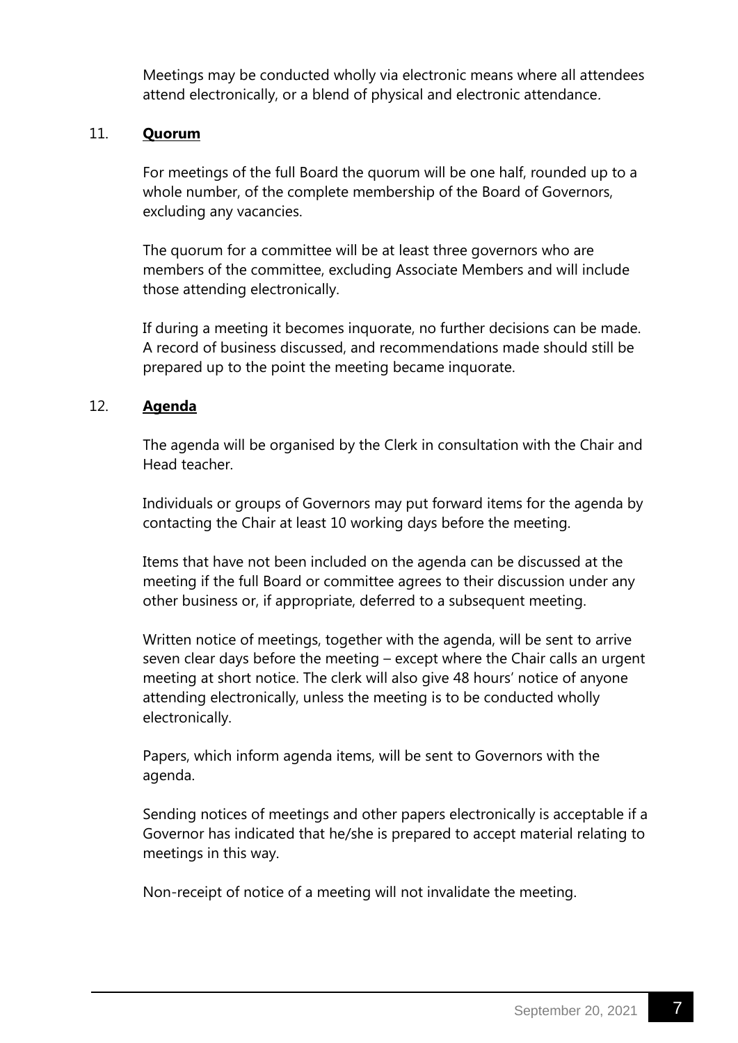Meetings may be conducted wholly via electronic means where all attendees attend electronically, or a blend of physical and electronic attendance.

## 11. Quorum

For meetings of the full Board the quorum will be one half, rounded up to a whole number, of the complete membership of the Board of Governors, excluding any vacancies.

The quorum for a committee will be at least three governors who are members of the committee, excluding Associate Members and will include those attending electronically.

If during a meeting it becomes inquorate, no further decisions can be made. A record of business discussed, and recommendations made should still be prepared up to the point the meeting became inquorate.

## 12. Agenda

The agenda will be organised by the Clerk in consultation with the Chair and Head teacher.

Individuals or groups of Governors may put forward items for the agenda by contacting the Chair at least 10 working days before the meeting.

Items that have not been included on the agenda can be discussed at the meeting if the full Board or committee agrees to their discussion under any other business or, if appropriate, deferred to a subsequent meeting.

Written notice of meetings, together with the agenda, will be sent to arrive seven clear days before the meeting – except where the Chair calls an urgent meeting at short notice. The clerk will also give 48 hours' notice of anyone attending electronically, unless the meeting is to be conducted wholly electronically.

Papers, which inform agenda items, will be sent to Governors with the agenda.

Sending notices of meetings and other papers electronically is acceptable if a Governor has indicated that he/she is prepared to accept material relating to meetings in this way.

Non-receipt of notice of a meeting will not invalidate the meeting.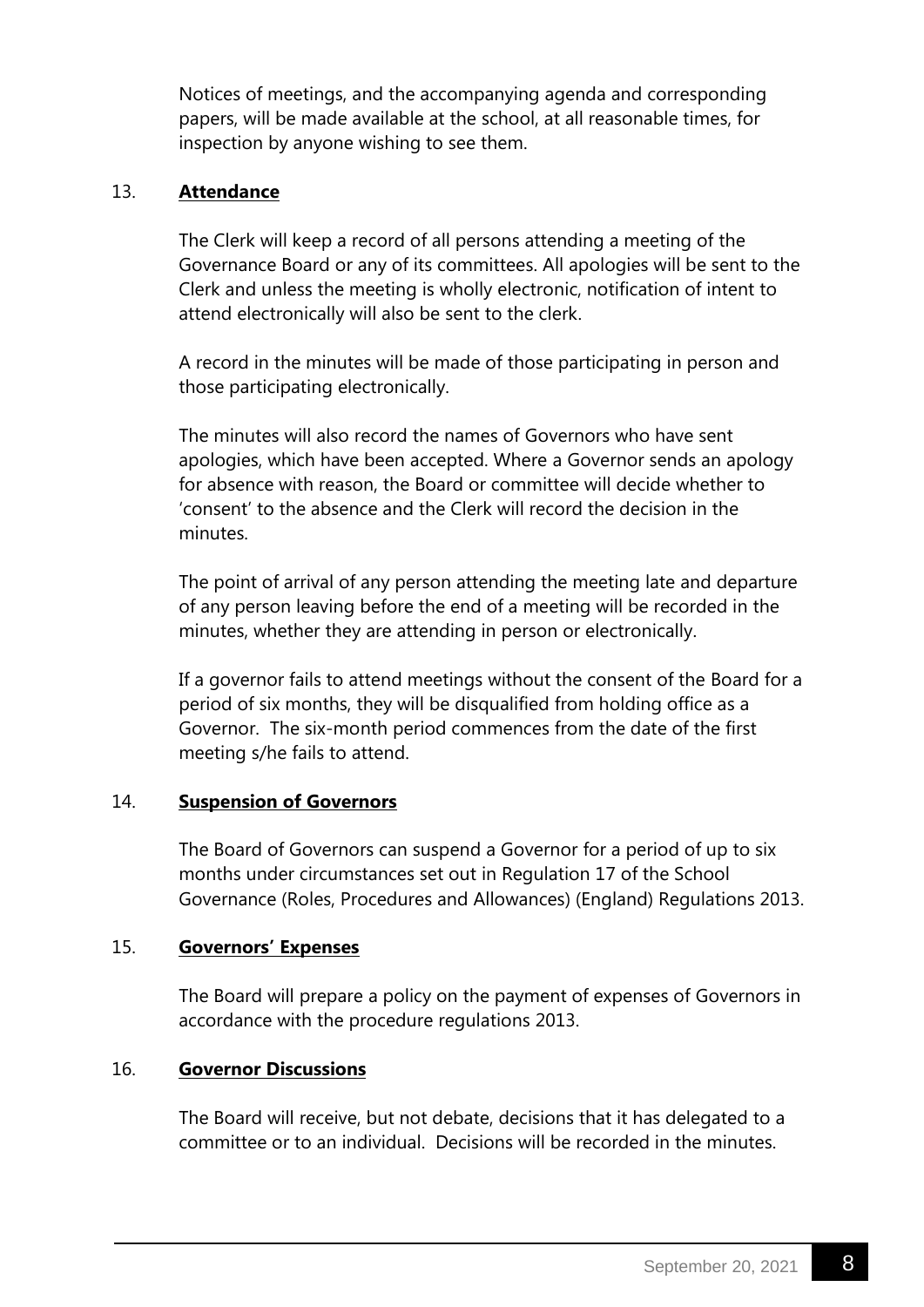Notices of meetings, and the accompanying agenda and corresponding papers, will be made available at the school, at all reasonable times, for inspection by anyone wishing to see them.

## 13. **Attendance**

The Clerk will keep a record of all persons attending a meeting of the Governance Board or any of its committees. All apologies will be sent to the Clerk and unless the meeting is wholly electronic, notification of intent to attend electronically will also be sent to the clerk.

A record in the minutes will be made of those participating in person and those participating electronically.

The minutes will also record the names of Governors who have sent apologies, which have been accepted. Where a Governor sends an apology for absence with reason, the Board or committee will decide whether to 'consent' to the absence and the Clerk will record the decision in the minutes.

The point of arrival of any person attending the meeting late and departure of any person leaving before the end of a meeting will be recorded in the minutes, whether they are attending in person or electronically.

If a governor fails to attend meetings without the consent of the Board for a period of six months, they will be disqualified from holding office as a Governor. The six-month period commences from the date of the first meeting s/he fails to attend.

## 14. **Suspension of Governors**

The Board of Governors can suspend a Governor for a period of up to six months under circumstances set out in Regulation 17 of the School Governance (Roles, Procedures and Allowances) (England) Regulations 2013.

## 15. **Governors' Expenses**

The Board will prepare a policy on the payment of expenses of Governors in accordance with the procedure regulations 2013.

## 16. **Governor Discussions**

The Board will receive, but not debate, decisions that it has delegated to a committee or to an individual. Decisions will be recorded in the minutes.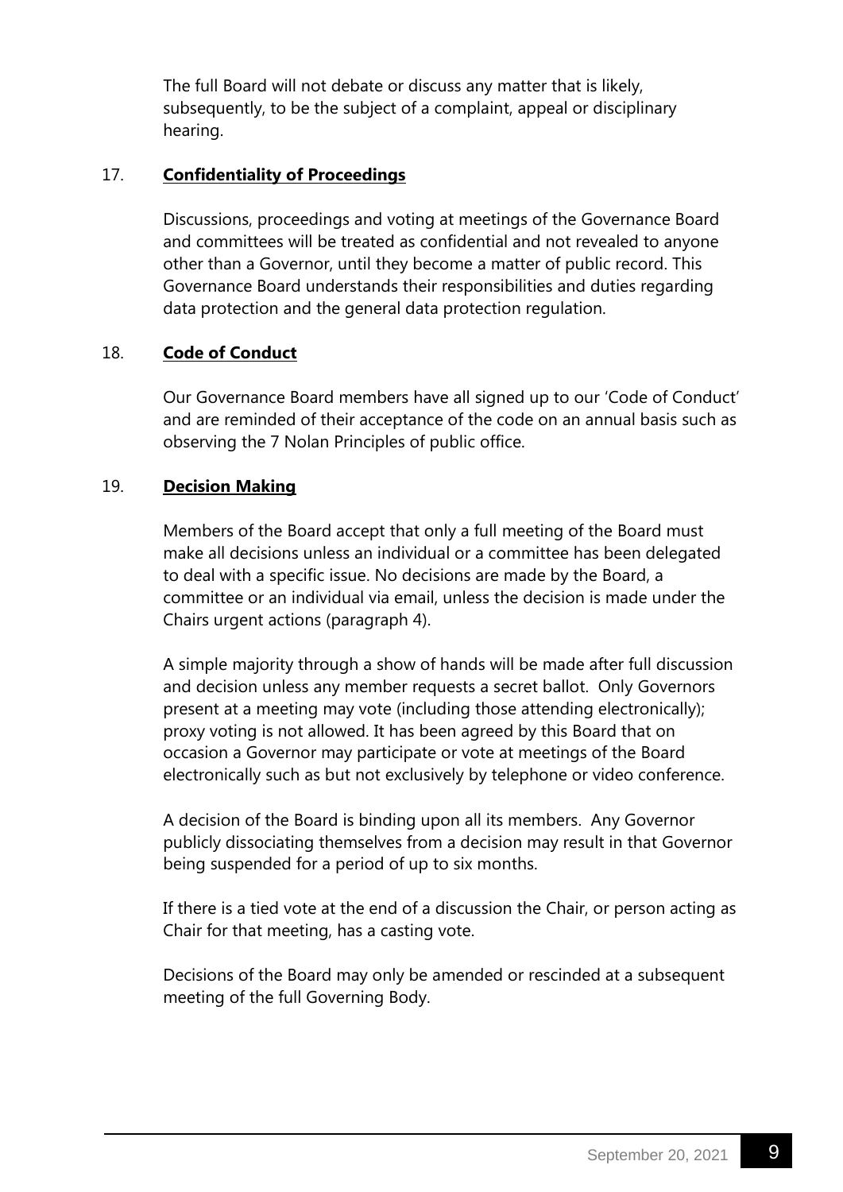The full Board will not debate or discuss any matter that is likely, subsequently, to be the subject of a complaint, appeal or disciplinary hearing.

## 17. **Confidentiality of Proceedings**

Discussions, proceedings and voting at meetings of the Governance Board and committees will be treated as confidential and not revealed to anyone other than a Governor, until they become a matter of public record. This Governance Board understands their responsibilities and duties regarding data protection and the general data protection regulation.

## 18. **Code of Conduct**

Our Governance Board members have all signed up to our 'Code of Conduct' and are reminded of their acceptance of the code on an annual basis such as observing the 7 Nolan Principles of public office.

## 19. **Decision Making**

Members of the Board accept that only a full meeting of the Board must make all decisions unless an individual or a committee has been delegated to deal with a specific issue. No decisions are made by the Board, a committee or an individual via email, unless the decision is made under the Chairs urgent actions (paragraph 4).

A simple majority through a show of hands will be made after full discussion and decision unless any member requests a secret ballot. Only Governors present at a meeting may vote (including those attending electronically); proxy voting is not allowed. It has been agreed by this Board that on occasion a Governor may participate or vote at meetings of the Board electronically such as but not exclusively by telephone or video conference.

A decision of the Board is binding upon all its members. Any Governor publicly dissociating themselves from a decision may result in that Governor being suspended for a period of up to six months.

If there is a tied vote at the end of a discussion the Chair, or person acting as Chair for that meeting, has a casting vote.

Decisions of the Board may only be amended or rescinded at a subsequent meeting of the full Governing Body.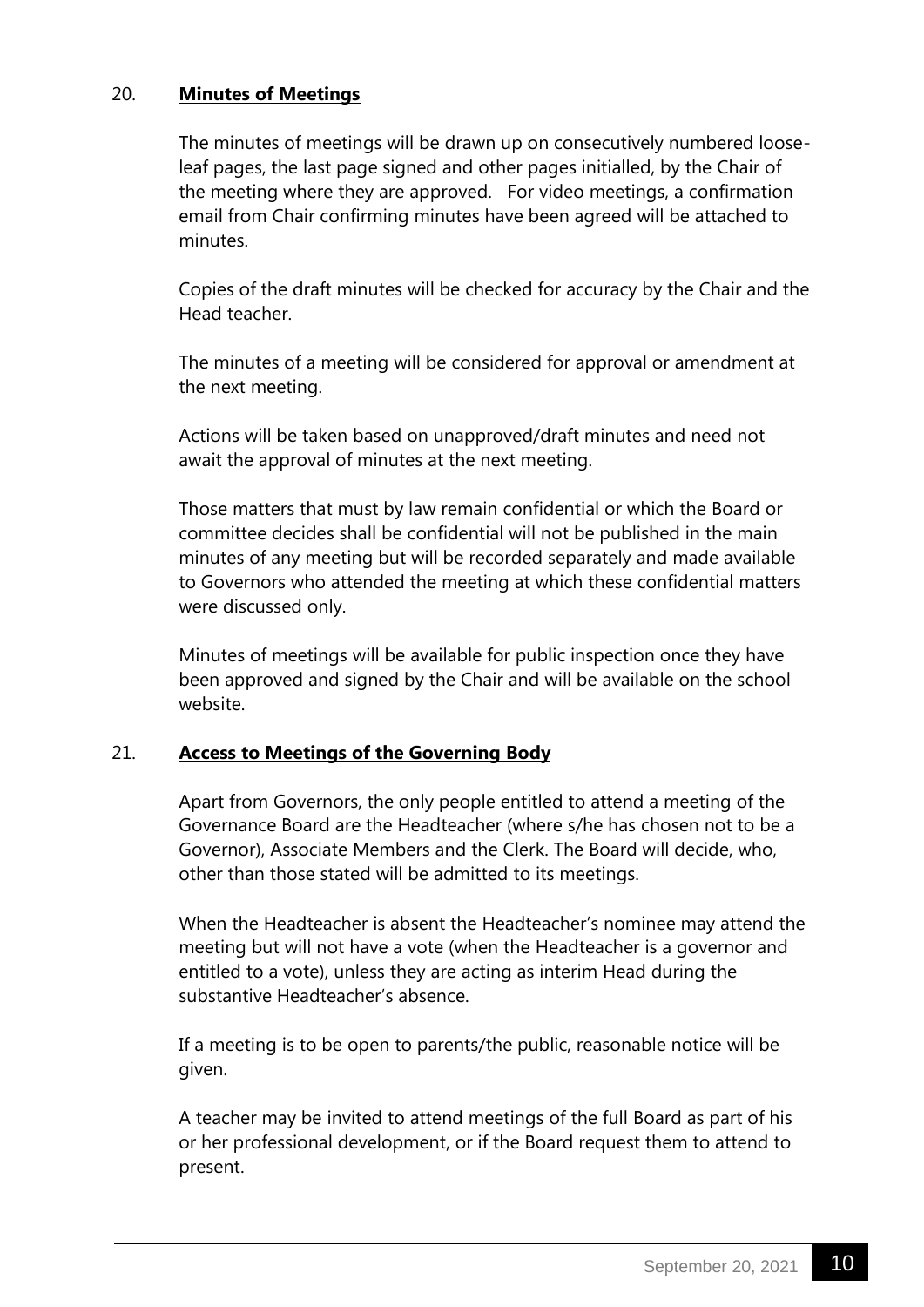## 20. **Minutes of Meetings**

The minutes of meetings will be drawn up on consecutively numbered loose-leaf pages, the last page signed and other pages initialled, by the Chair of the meeting where they are approved. For video meetings, a confirmation email from Chair confirming minutes have been agreed will be attached to minutes.

Copies of the draft minutes will be checked for accuracy by the Chair and the Head teacher.

The minutes of a meeting will be considered for approval or amendment at the next meeting.

Actions will be taken based on unapproved/draft minutes and need not await the approval of minutes at the next meeting.

Those matters that must by law remain confidential or which the Board or committee decides shall be confidential will not be published in the main minutes of any meeting but will be recorded separately and made available to Governors who attended the meeting at which these confidential matters were discussed only.

Minutes of meetings will be available for public inspection once they have been approved and signed by the Chair and will be available on the school website.

## 21. **Access to Meetings of the Governing Body**

Apart from Governors, the only people entitled to attend a meeting of the Governance Board are the Headteacher (where s/he has chosen not to be a Governor), Associate Members and the Clerk. The Board will decide, who, other than those stated will be admitted to its meetings.

When the Headteacher is absent the Headteacher's nominee may attend the meeting but will not have a vote (when the Headteacher is a governor and entitled to a vote), unless they are acting as interim Head during the substantive Headteacher's absence.

If a meeting is to be open to parents/the public, reasonable notice will be given.

A teacher may be invited to attend meetings of the full Board as part of his or her professional development, or if the Board request them to attend to present.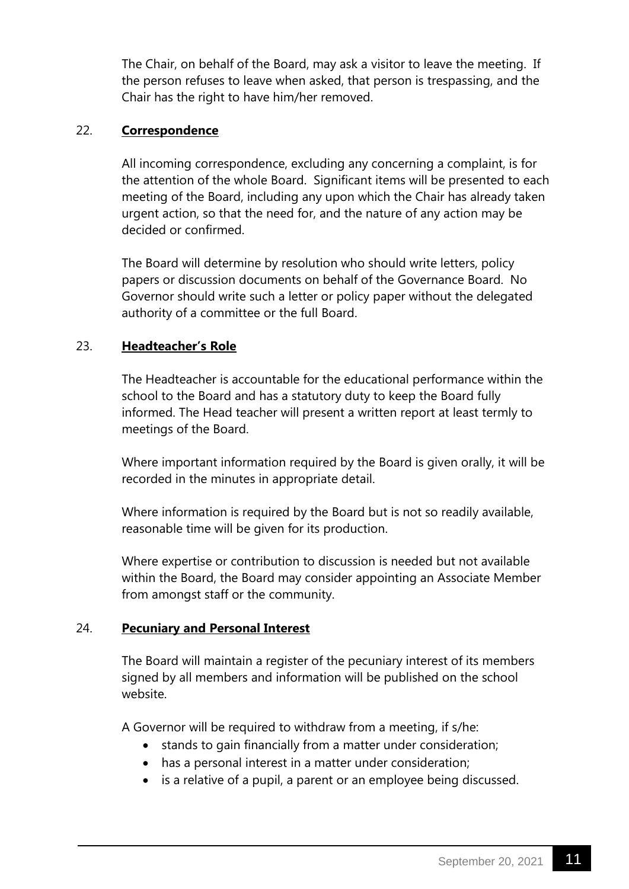The Chair, on behalf of the Board, may ask a visitor to leave the meeting. If the person refuses to leave when asked, that person is trespassing, and the Chair has the right to have him/her removed.

## 22. **Correspondence**

All incoming correspondence, excluding any concerning a complaint, is for the attention of the whole Board. Significant items will be presented to each meeting of the Board, including any upon which the Chair has already taken urgent action, so that the need for, and the nature of any action may be decided or confirmed.

The Board will determine by resolution who should write letters, policy papers or discussion documents on behalf of the Governance Board. No Governor should write such a letter or policy paper without the delegated authority of a committee or the full Board.

## 23. **Headteacher's Role**

The Headteacher is accountable for the educational performance within the school to the Board and has a statutory duty to keep the Board fully informed. The Head teacher will present a written report at least termly to meetings of the Board.

Where important information required by the Board is given orally, it will be recorded in the minutes in appropriate detail.

Where information is required by the Board but is not so readily available, reasonable time will be given for its production.

Where expertise or contribution to discussion is needed but not available within the Board, the Board may consider appointing an Associate Member from amongst staff or the community.

## 24. **Pecuniary and Personal Interest**

The Board will maintain a register of the pecuniary interest of its members signed by all members and information will be published on the school website.

A Governor will be required to withdraw from a meeting, if s/he:

- stands to gain financially from a matter under consideration;
- has a personal interest in a matter under consideration;
- is a relative of a pupil, a parent or an employee being discussed.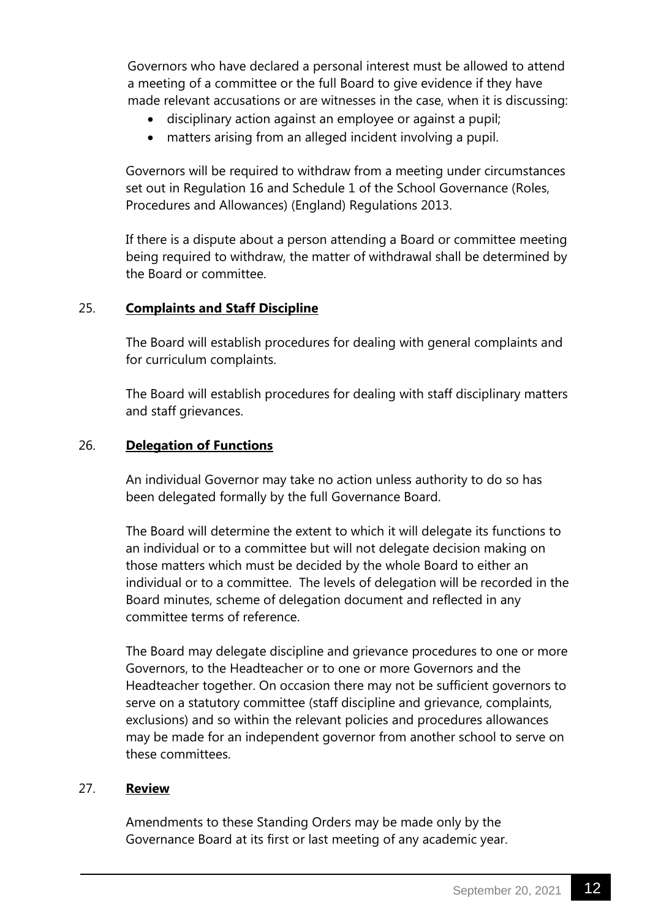Governors who have declared a personal interest must be allowed to attend a meeting of a committee or the full Board to give evidence if they have made relevant accusations or are witnesses in the case, when it is discussing:

- disciplinary action against an employee or against a pupil;
- matters arising from an alleged incident involving a pupil.

Governors will be required to withdraw from a meeting under circumstances set out in Regulation 16 and Schedule 1 of the School Governance (Roles, Procedures and Allowances) (England) Regulations 2013.

If there is a dispute about a person attending a Board or committee meeting being required to withdraw, the matter of withdrawal shall be determined by the Board or committee.

## 25. **Complaints and Staff Discipline**

The Board will establish procedures for dealing with general complaints and for curriculum complaints.

The Board will establish procedures for dealing with staff disciplinary matters and staff grievances.

## 26. **Delegation of Functions**

An individual Governor may take no action unless authority to do so has been delegated formally by the full Governance Board.

The Board will determine the extent to which it will delegate its functions to an individual or to a committee but will not delegate decision making on those matters which must be decided by the whole Board to either an individual or to a committee. The levels of delegation will be recorded in the Board minutes, scheme of delegation document and reflected in any committee terms of reference.

The Board may delegate discipline and grievance procedures to one or more Governors, to the Headteacher or to one or more Governors and the Headteacher together. On occasion there may not be sufficient governors to serve on a statutory committee (staff discipline and grievance, complaints, exclusions) and so within the relevant policies and procedures allowances may be made for an independent governor from another school to serve on these committees.

## 27. **Review**

Amendments to these Standing Orders may be made only by the Governance Board at its first or last meeting of any academic year.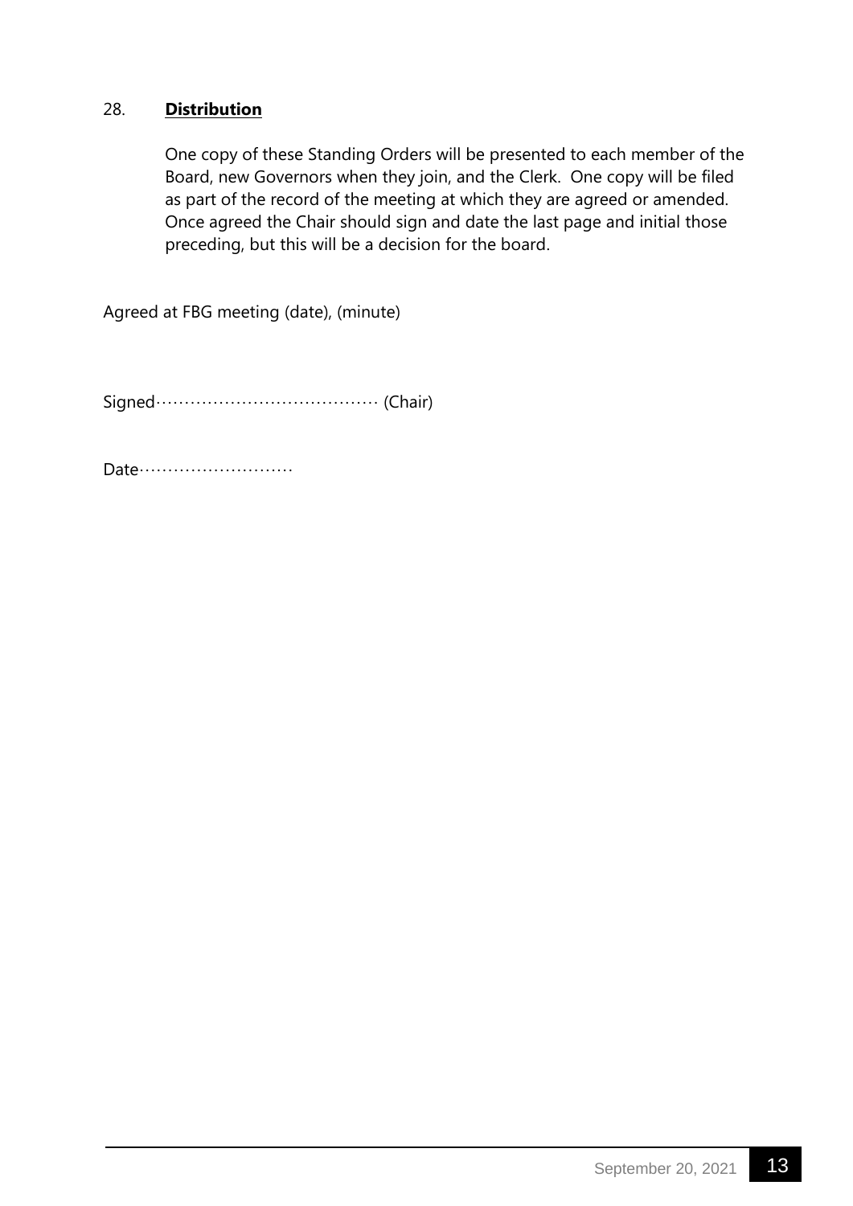28. **Distribution**

One copy of these Standing Orders will be presented to each member of the Board, new Governors when they join, and the Clerk. One copy will be filed as part of the record of the meeting at which they are agreed or amended. Once agreed the Chair should sign and date the last page and initial those preceding, but this will be a decision for the board.

Agreed at FBG meeting (date), (minute)

Signed…………………………………… (Chair)

Date………………………